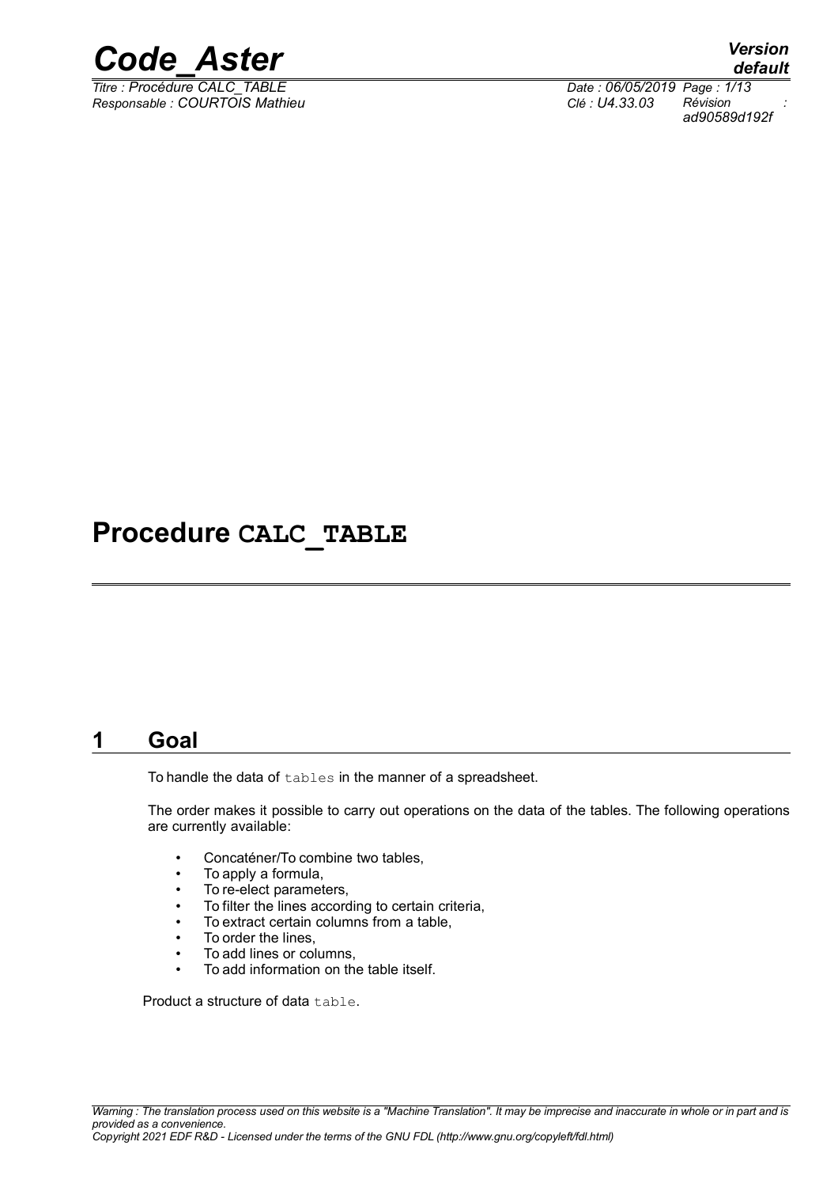# Procedure CALC_TABLE

## 1 Goal

To handle the data of `tables` in the manner of a spreadsheet.

The order makes it possible to carry out operations on the data of the tables. The following operations are currently available:

- Concaténer/To combine two tables,
- To apply a formula,
- To re-elect parameters,
- To filter the lines according to certain criteria,
- To extract certain columns from a table,
- To order the lines,
- To add lines or columns,
- To add information on the table itself.

Product a structure of data `table`.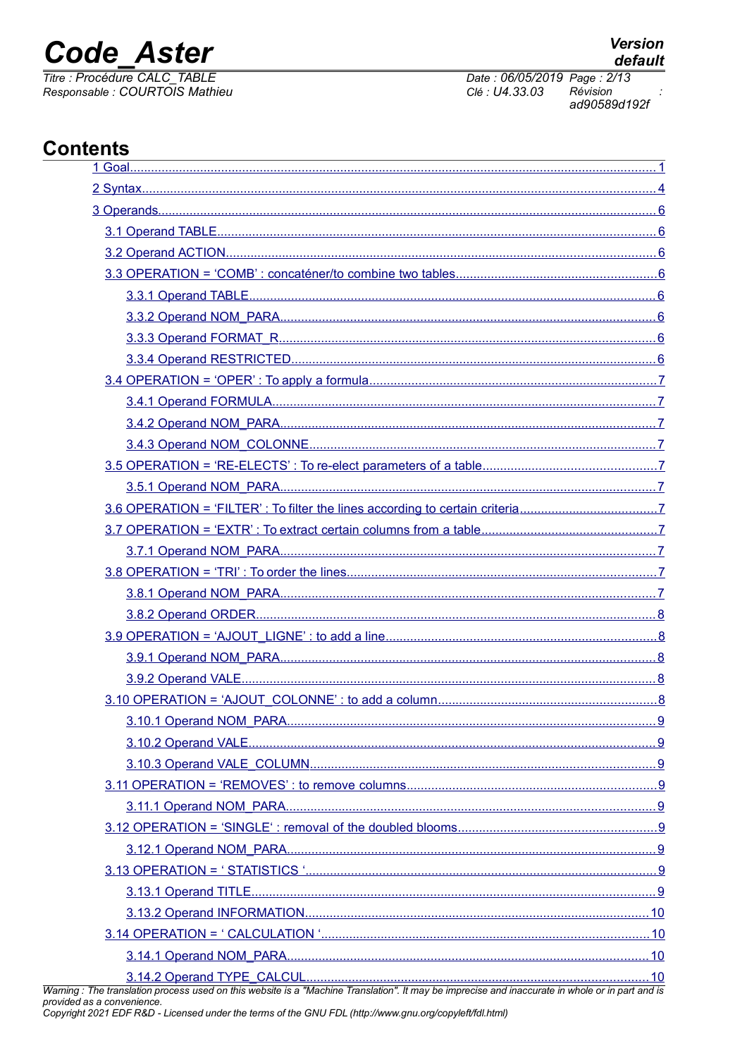# Contents

1 Goal ........ 1

2 Syntax ........ 4

3 Operands ........ 6

- 3.1 Operand TABLE ........ 6
- 3.2 Operand ACTION ........ 6
- 3.3 OPERATION = 'COMB' : concaténer/to combine two tables ........ 6
  - 3.3.1 Operand TABLE ........ 6
  - 3.3.2 Operand NOM_PARA ........ 6
  - 3.3.3 Operand FORMAT_R ........ 6
  - 3.3.4 Operand RESTRICTED ........ 6
- 3.4 OPERATION = 'OPER' : To apply a formula ........ 7
  - 3.4.1 Operand FORMULA ........ 7
  - 3.4.2 Operand NOM_PARA ........ 7
  - 3.4.3 Operand NOM_COLONNE ........ 7
- 3.5 OPERATION = 'RE-ELECTS' : To re-elect parameters of a table ........ 7
  - 3.5.1 Operand NOM_PARA ........ 7
- 3.6 OPERATION = 'FILTER' : To filter the lines according to certain criteria ........ 7
- 3.7 OPERATION = 'EXTR' : To extract certain columns from a table ........ 7
  - 3.7.1 Operand NOM_PARA ........ 7
- 3.8 OPERATION = 'TRI' : To order the lines ........ 7
  - 3.8.1 Operand NOM_PARA ........ 7
  - 3.8.2 Operand ORDER ........ 8
- 3.9 OPERATION = 'AJOUT_LIGNE' : to add a line ........ 8
  - 3.9.1 Operand NOM_PARA ........ 8
  - 3.9.2 Operand VALE ........ 8
- 3.10 OPERATION = 'AJOUT_COLONNE' : to add a column ........ 8
  - 3.10.1 Operand NOM_PARA ........ 9
  - 3.10.2 Operand VALE ........ 9
  - 3.10.3 Operand VALE_COLUMN ........ 9
- 3.11 OPERATION = 'REMOVES' : to remove columns ........ 9
  - 3.11.1 Operand NOM_PARA ........ 9
- 3.12 OPERATION = 'SINGLE' : removal of the doubled blooms ........ 9
  - 3.12.1 Operand NOM_PARA ........ 9
- 3.13 OPERATION = ' STATISTICS ' ........ 9
  - 3.13.1 Operand TITLE ........ 9
  - 3.13.2 Operand INFORMATION ........ 10
- 3.14 OPERATION = ' CALCULATION ' ........ 10
  - 3.14.1 Operand NOM_PARA ........ 10
  - 3.14.2 Operand TYPE_CALCUL ........ 10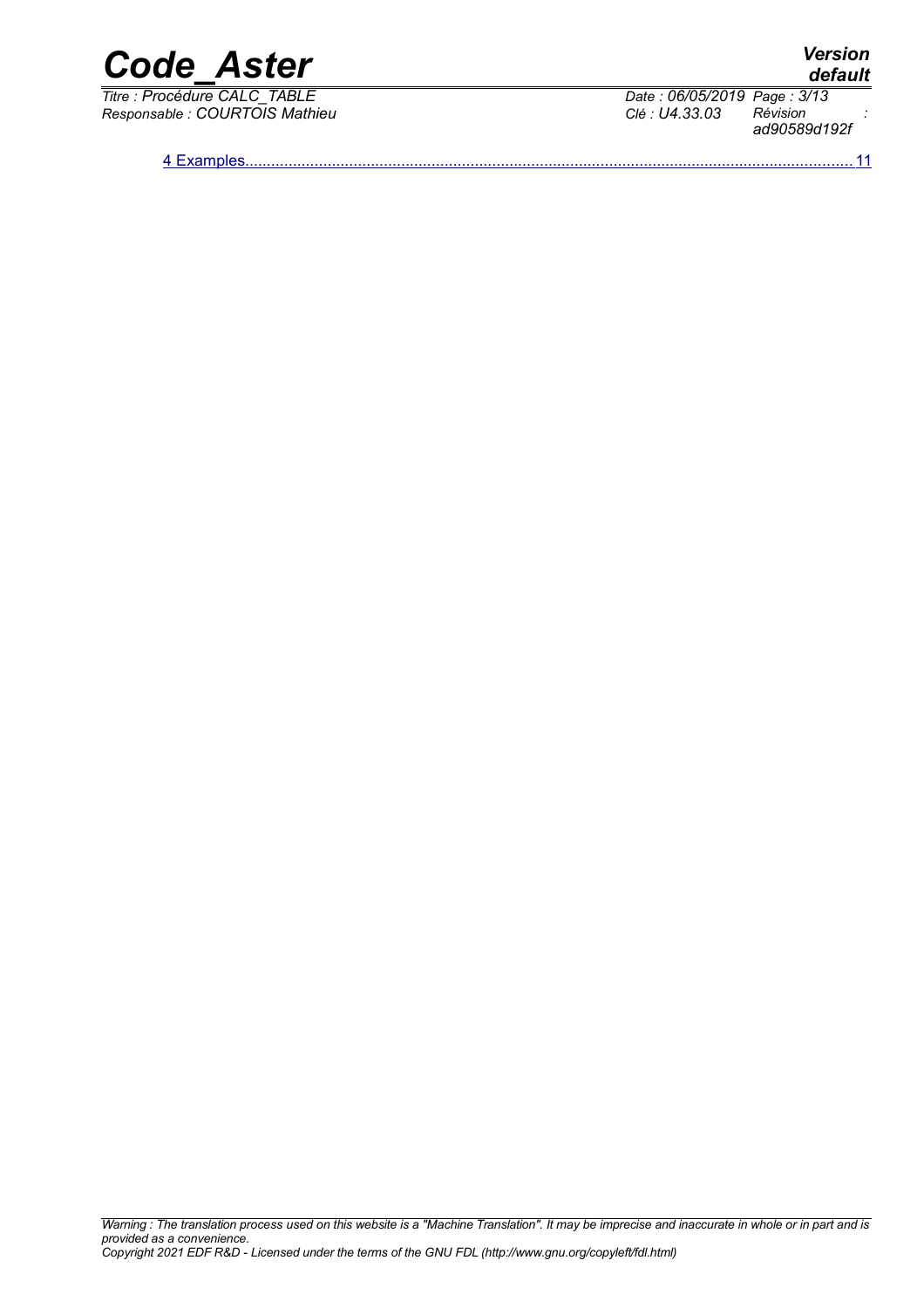4 Examples........................................................................................................................................ 11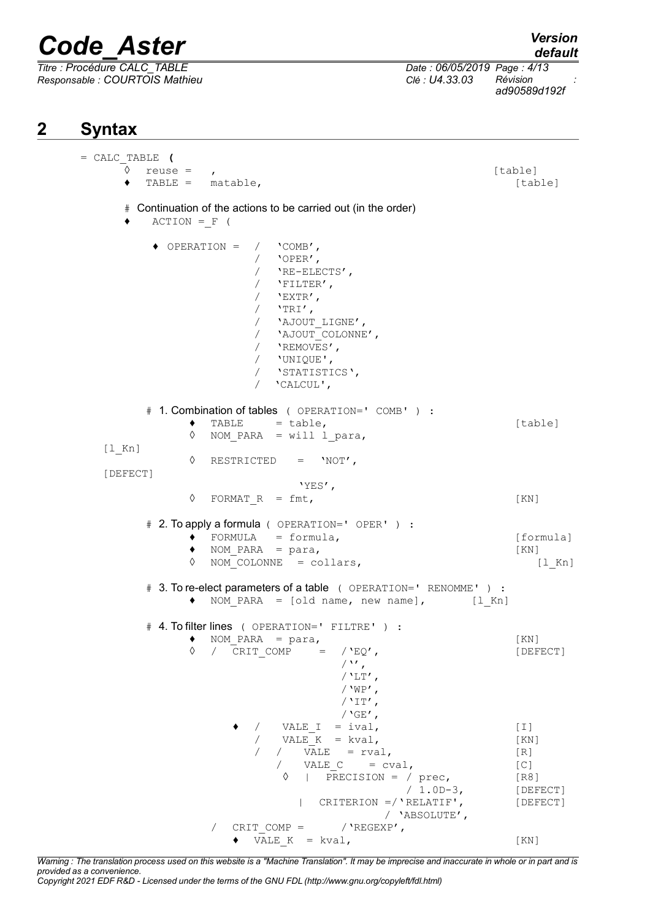## 2 Syntax

```
= CALC_TABLE (
     ◊  reuse =   ,                                                   [table]
     ♦  TABLE =   matable,                                            [table]

     # Continuation of the actions to be carried out (in the order)
     ♦    ACTION =_F (

        ♦ OPERATION =  /   'COMB',
                       /   'OPER',
                       /   'RE-ELECTS',
                       /   'FILTER',
                       /   'EXTR',
                       /   'TRI',
                       /   'AJOUT_LIGNE',
                       /   'AJOUT_COLONNE',
                       /   'REMOVES',
                       /   'UNIQUE',
                       /   'STATISTICS',
                       /   'CALCUL',

        # 1. Combination of tables ( OPERATION=' COMB' ) :
              ♦   TABLE     = table,                                  [table]
              ◊   NOM_PARA  = will l_para,
   [l_Kn]
              ◊   RESTRICTED   =  'NOT',
   [DEFECT]
                                  'YES',
              ◊   FORMAT_R  = fmt,                                    [KN]

        # 2. To apply a formula ( OPERATION=' OPER' ) :
              ♦   FORMULA    = formula,                               [formula]
              ♦   NOM_PARA   = para,                                  [KN]
              ◊   NOM_COLONNE  = collars,                             [l_Kn]

        # 3. To re-elect parameters of a table  ( OPERATION=' RENOMME' ) :
              ♦   NOM_PARA  = [old name, new name],        [l_Kn]

        # 4. To filter lines  ( OPERATION=' FILTRE' ) :
              ♦   NOM_PARA  = para,                                   [KN]
              ◊   /  CRIT_COMP    =  /'EQ',                           [DEFECT]
                                     /'',
                                     /'LT',
                                     /'WP',
                                     /'IT',
                                     /'GE',
                   ♦  /   VALE_I  = ival,                             [I]
                      /   VALE_K  = kval,                             [KN]
                      /  /   VALE   = rval,                           [R]
                         /   VALE_C    = cval,                        [C]
                          ◊   |  PRECISION = / prec,                  [R8]
                                             / 1.0D-3,                [DEFECT]
                             |  CRITERION =/'RELATIF',                [DEFECT]
                                           / 'ABSOLUTE',
                 /  CRIT_COMP =      /'REGEXP',
                    ♦  VALE_K  = kval,                                [KN]
```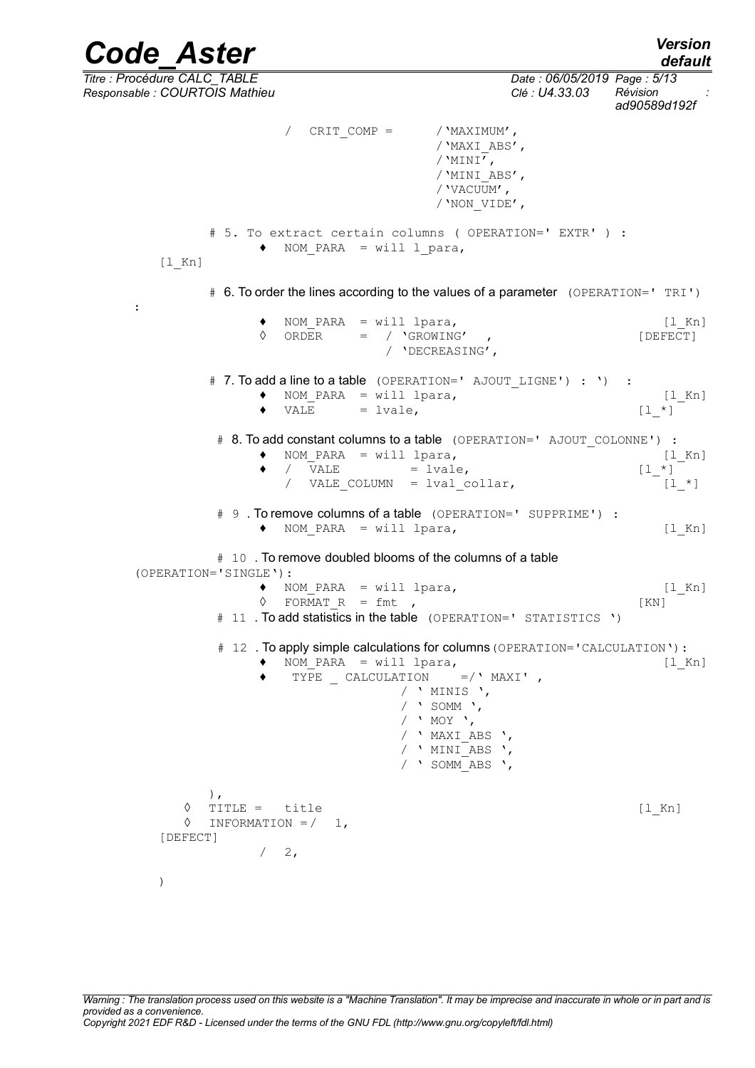```
                  /  CRIT_COMP =       /'MAXIMUM',
                                       /'MAXI_ABS',
                                       /'MINI',
                                       /'MINI_ABS',
                                       /'VACUUM',
                                       /'NON_VIDE',

         # 5. To extract certain columns ( OPERATION=' EXTR' ) :
               ♦  NOM_PARA  = will l_para,
    [l_Kn]

         # 6. To order the lines according to the values of a parameter  (OPERATION=' TRI')
:
               ♦  NOM_PARA  = will lpara,                                    [l_Kn]
               ◊  ORDER     =  / 'GROWING'  ,                              [DEFECT]
                               / 'DECREASING',

         # 7. To add a line to a table  (OPERATION=' AJOUT_LIGNE') : ')  :
               ♦  NOM_PARA  = will lpara,                                    [l_Kn]
               ♦  VALE      = lvale,                                       [l_*]

          # 8. To add constant columns to a table  (OPERATION=' AJOUT_COLONNE') :
               ♦  NOM_PARA  = will lpara,                                    [l_Kn]
               ♦  /  VALE          = lvale,                                [l_*]
                  /  VALE_COLUMN  = lval_collar,                             [l_*]

          # 9 . To remove columns of a table  (OPERATION=' SUPPRIME') :
               ♦  NOM_PARA  = will lpara,                                    [l_Kn]

          # 10 . To remove doubled blooms of the columns of a table
  (OPERATION='SINGLE'):
               ♦  NOM_PARA  = will lpara,                                    [l_Kn]
               ◊  FORMAT_R  = fmt  ,                                       [KN]
          # 11 . To add statistics in the table  (OPERATION=' STATISTICS ')

          # 12 . To apply simple calculations for columns (OPERATION='CALCULATION'):
               ♦  NOM_PARA  = will lpara,                                    [l_Kn]
               ♦   TYPE _ CALCULATION    =/' MAXI' ,
                                     / ' MINIS ',
                                     / ' SOMM ',
                                     / ' MOY ',
                                     / ' MAXI_ABS ',
                                     / ' MINI_ABS ',
                                     / ' SOMM_ABS ',

         ),
      ◊  TITLE =   title                                                [l_Kn]
      ◊  INFORMATION =/  1,
    [DEFECT]
                     /  2,

    )
```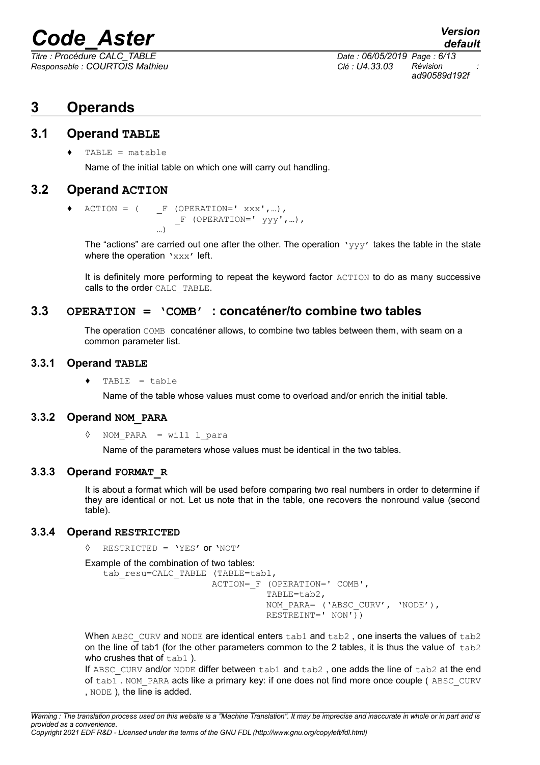# 3 Operands

## 3.1 Operand TABLE

♦ `TABLE = matable`

Name of the initial table on which one will carry out handling.

## 3.2 Operand ACTION

```
♦  ACTION = (   _F (OPERATION=' xxx',…),
                _F (OPERATION=' yyy',…),
             …)
```

The "actions" are carried out one after the other. The operation `'yyy'` takes the table in the state where the operation `'xxx'` left.

It is definitely more performing to repeat the keyword factor `ACTION` to do as many successive calls to the order `CALC_TABLE`.

## 3.3 OPERATION = 'COMB' : concaténer/to combine two tables

The operation `COMB` concaténer allows, to combine two tables between them, with seam on a common parameter list.

### 3.3.1 Operand TABLE

♦ `TABLE = table`

Name of the table whose values must come to overload and/or enrich the initial table.

### 3.3.2 Operand NOM_PARA

◊ `NOM_PARA = will l_para`

Name of the parameters whose values must be identical in the two tables.

### 3.3.3 Operand FORMAT_R

It is about a format which will be used before comparing two real numbers in order to determine if they are identical or not. Let us note that in the table, one recovers the nonround value (second table).

### 3.3.4 Operand RESTRICTED

◊ `RESTRICTED = 'YES'` or `'NOT'`

Example of the combination of two tables:

```
tab_resu=CALC_TABLE (TABLE=tab1,
                     ACTION=_F (OPERATION=' COMB',
                                TABLE=tab2,
                                NOM_PARA= ('ABSC_CURV', 'NODE'),
                                RESTREINT=' NON'))
```

When `ABSC_CURV` and `NODE` are identical enters `tab1` and `tab2` , one inserts the values of `tab2` on the line of tab1 (for the other parameters common to the 2 tables, it is thus the value of `tab2` who crushes that of `tab1` ).

If `ABSC_CURV` and/or `NODE` differ between `tab1` and `tab2` , one adds the line of `tab2` at the end of `tab1` . `NOM_PARA` acts like a primary key: if one does not find more once couple ( `ABSC_CURV` , `NODE` ), the line is added.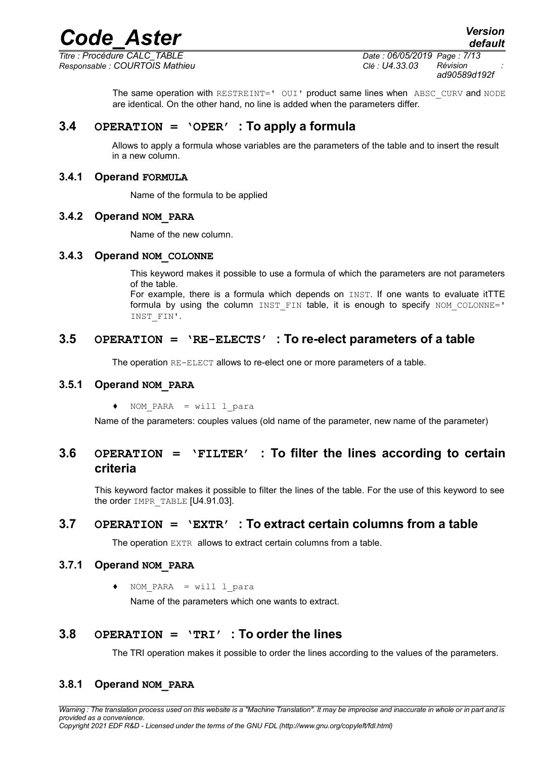The same operation with `RESTREINT=' OUI'` product same lines when `ABSC_CURV` and `NODE` are identical. On the other hand, no line is added when the parameters differ.

## 3.4 OPERATION = 'OPER' : To apply a formula

Allows to apply a formula whose variables are the parameters of the table and to insert the result in a new column.

### 3.4.1 Operand FORMULA

Name of the formula to be applied

### 3.4.2 Operand NOM_PARA

Name of the new column.

### 3.4.3 Operand NOM_COLONNE

This keyword makes it possible to use a formula of which the parameters are not parameters of the table.
For example, there is a formula which depends on `INST`. If one wants to evaluate itTTE formula by using the column `INST_FIN` table, it is enough to specify `NOM_COLONNE=' INST_FIN'`.

## 3.5 OPERATION = 'RE-ELECTS' : To re-elect parameters of a table

The operation `RE-ELECT` allows to re-elect one or more parameters of a table.

### 3.5.1 Operand NOM_PARA

♦ `NOM_PARA = will l_para`

Name of the parameters: couples values (old name of the parameter, new name of the parameter)

## 3.6 OPERATION = 'FILTER' : To filter the lines according to certain criteria

This keyword factor makes it possible to filter the lines of the table. For the use of this keyword to see the order `IMPR_TABLE` [U4.91.03].

## 3.7 OPERATION = 'EXTR' : To extract certain columns from a table

The operation `EXTR` allows to extract certain columns from a table.

### 3.7.1 Operand NOM_PARA

♦ `NOM_PARA = will l_para`

Name of the parameters which one wants to extract.

## 3.8 OPERATION = 'TRI' : To order the lines

The TRI operation makes it possible to order the lines according to the values of the parameters.

### 3.8.1 Operand NOM_PARA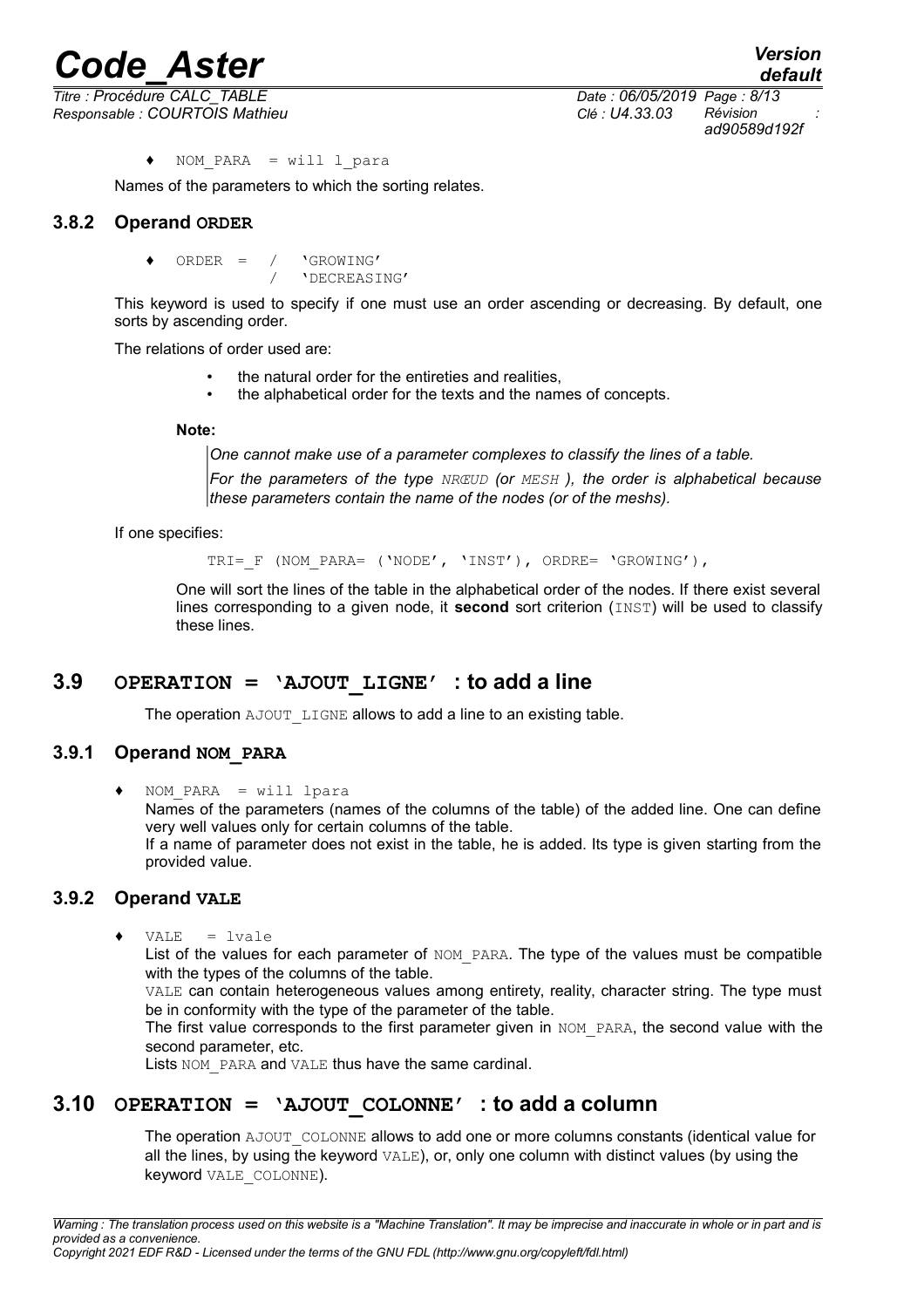♦ NOM_PARA = will l_para

Names of the parameters to which the sorting relates.

### 3.8.2 Operand ORDER

```
♦ ORDER = / 'GROWING'
          / 'DECREASING'
```

This keyword is used to specify if one must use an order ascending or decreasing. By default, one sorts by ascending order.

The relations of order used are:

- the natural order for the entireties and realities,
- the alphabetical order for the texts and the names of concepts.

**Note:**

*One cannot make use of a parameter complexes to classify the lines of a table.*

*For the parameters of the type NRŒUD (or MESH ), the order is alphabetical because these parameters contain the name of the nodes (or of the meshs).*

If one specifies:

```
TRI=_F (NOM_PARA= ('NODE', 'INST'), ORDRE= 'GROWING'),
```

One will sort the lines of the table in the alphabetical order of the nodes. If there exist several lines corresponding to a given node, it **second** sort criterion (INST) will be used to classify these lines.

## 3.9 OPERATION = 'AJOUT_LIGNE' : to add a line

The operation AJOUT_LIGNE allows to add a line to an existing table.

### 3.9.1 Operand NOM_PARA

♦ NOM_PARA = will lpara

Names of the parameters (names of the columns of the table) of the added line. One can define very well values only for certain columns of the table.

If a name of parameter does not exist in the table, he is added. Its type is given starting from the provided value.

### 3.9.2 Operand VALE

♦ VALE = lvale

List of the values for each parameter of NOM_PARA. The type of the values must be compatible with the types of the columns of the table.

VALE can contain heterogeneous values among entirety, reality, character string. The type must be in conformity with the type of the parameter of the table.

The first value corresponds to the first parameter given in NOM_PARA, the second value with the second parameter, etc.

Lists NOM_PARA and VALE thus have the same cardinal.

## 3.10 OPERATION = 'AJOUT_COLONNE' : to add a column

The operation AJOUT_COLONNE allows to add one or more columns constants (identical value for all the lines, by using the keyword VALE), or, only one column with distinct values (by using the keyword VALE_COLONNE).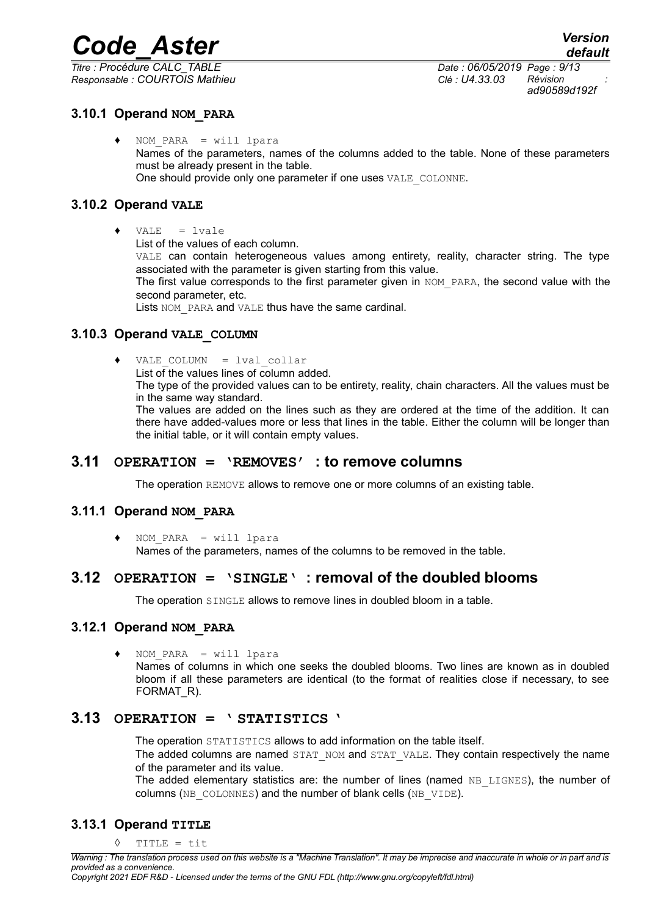### 3.10.1 Operand NOM_PARA

♦ NOM_PARA = will lpara
Names of the parameters, names of the columns added to the table. None of these parameters must be already present in the table.
One should provide only one parameter if one uses VALE_COLONNE.

### 3.10.2 Operand VALE

♦ VALE = lvale
List of the values of each column.
VALE can contain heterogeneous values among entirety, reality, character string. The type associated with the parameter is given starting from this value.
The first value corresponds to the first parameter given in NOM_PARA, the second value with the second parameter, etc.
Lists NOM_PARA and VALE thus have the same cardinal.

### 3.10.3 Operand VALE_COLUMN

♦ VALE_COLUMN = lval_collar
List of the values lines of column added.
The type of the provided values can to be entirety, reality, chain characters. All the values must be in the same way standard.
The values are added on the lines such as they are ordered at the time of the addition. It can there have added-values more or less that lines in the table. Either the column will be longer than the initial table, or it will contain empty values.

## 3.11 OPERATION = 'REMOVES' : to remove columns

The operation REMOVE allows to remove one or more columns of an existing table.

### 3.11.1 Operand NOM_PARA

♦ NOM_PARA = will lpara
Names of the parameters, names of the columns to be removed in the table.

## 3.12 OPERATION = 'SINGLE' : removal of the doubled blooms

The operation SINGLE allows to remove lines in doubled bloom in a table.

### 3.12.1 Operand NOM_PARA

♦ NOM_PARA = will lpara
Names of columns in which one seeks the doubled blooms. Two lines are known as in doubled bloom if all these parameters are identical (to the format of realities close if necessary, to see FORMAT_R).

## 3.13 OPERATION = ' STATISTICS '

The operation STATISTICS allows to add information on the table itself.
The added columns are named STAT_NOM and STAT_VALE. They contain respectively the name of the parameter and its value.
The added elementary statistics are: the number of lines (named NB_LIGNES), the number of columns (NB_COLONNES) and the number of blank cells (NB_VIDE).

### 3.13.1 Operand TITLE

◊ TITLE = tit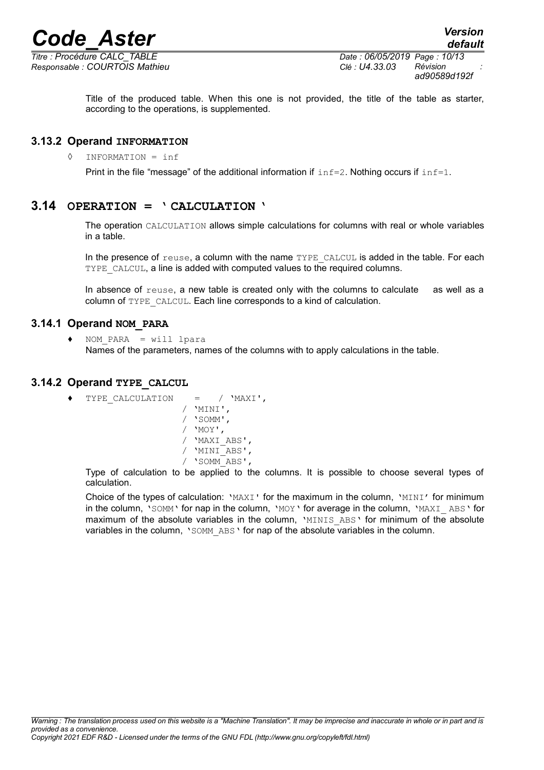Title of the produced table. When this one is not provided, the title of the table as starter, according to the operations, is supplemented.

### 3.13.2 Operand **INFORMATION**

◊ `INFORMATION = inf`

Print in the file "message" of the additional information if `inf=2`. Nothing occurs if `inf=1`.

## 3.14 OPERATION = 'CALCULATION'

The operation `CALCULATION` allows simple calculations for columns with real or whole variables in a table.

In the presence of `reuse`, a column with the name `TYPE_CALCUL` is added in the table. For each `TYPE_CALCUL`, a line is added with computed values to the required columns.

In absence of `reuse`, a new table is created only with the columns to calculate as well as a column of `TYPE_CALCUL`. Each line corresponds to a kind of calculation.

### 3.14.1 Operand **NOM_PARA**

♦ `NOM_PARA = will lpara`

Names of the parameters, names of the columns with to apply calculations in the table.

### 3.14.2 Operand **TYPE_CALCUL**

```
♦ TYPE_CALCULATION    =   / 'MAXI',
                     / 'MINI',
                     / 'SOMM',
                     / 'MOY',
                     / 'MAXI_ABS',
                     / 'MINI_ABS',
                     / 'SOMM_ABS',
```

Type of calculation to be applied to the columns. It is possible to choose several types of calculation.

Choice of the types of calculation: `'MAXI'` for the maximum in the column, `'MINI'` for minimum in the column, `'SOMM'` for nap in the column, `'MOY'` for average in the column, `'MAXI_ ABS'` for maximum of the absolute variables in the column, `'MINIS_ABS'` for minimum of the absolute variables in the column, `'SOMM_ABS'` for nap of the absolute variables in the column.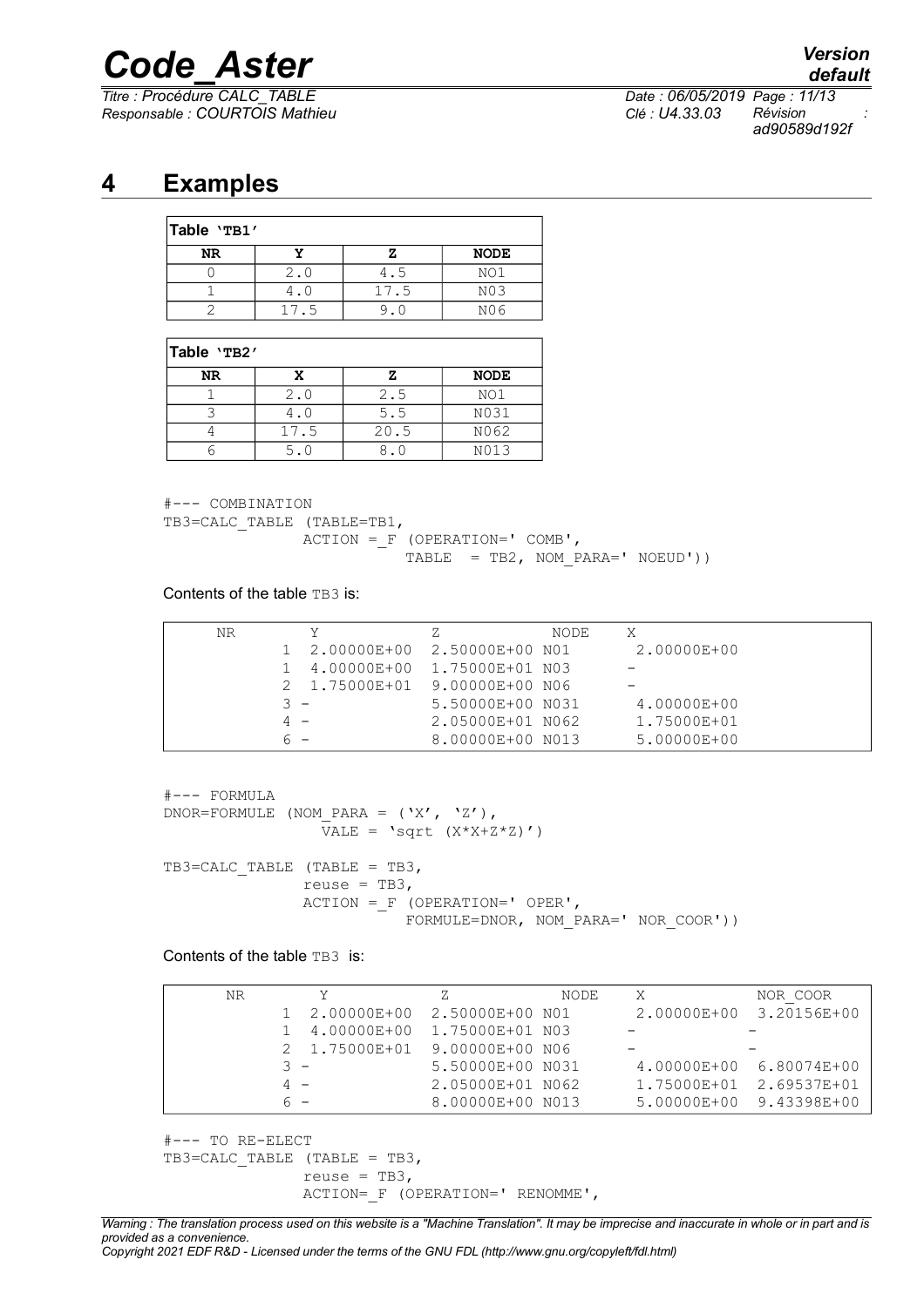# 4 Examples

| Table 'TB1' | | | |
|---|---|---|---|
| **NR** | **Y** | **Z** | **NODE** |
| 0 | 2.0 | 4.5 | NO1 |
| 1 | 4.0 | 17.5 | N03 |
| 2 | 17.5 | 9.0 | N06 |

| Table 'TB2' | | | |
|---|---|---|---|
| **NR** | **X** | **Z** | **NODE** |
| 1 | 2.0 | 2.5 | NO1 |
| 3 | 4.0 | 5.5 | N031 |
| 4 | 17.5 | 20.5 | N062 |
| 6 | 5.0 | 8.0 | N013 |

```
#--- COMBINATION
TB3=CALC_TABLE (TABLE=TB1,
             ACTION =_F (OPERATION=' COMB',
                        TABLE  = TB2, NOM_PARA=' NOEUD'))
```

Contents of the table TB3 is:

```
NR       Y             Z             NODE    X
      1  2.00000E+00  2.50000E+00 N01       2.00000E+00
      1  4.00000E+00  1.75000E+01 N03       -
      2  1.75000E+01  9.00000E+00 N06       -
      3 -             5.50000E+00 N031      4.00000E+00
      4 -             2.05000E+01 N062      1.75000E+01
      6 -             8.00000E+00 N013      5.00000E+00
```

```
#--- FORMULA
DNOR=FORMULE (NOM_PARA = ('X', 'Z'),
              VALE = 'sqrt (X*X+Z*Z)')

TB3=CALC_TABLE (TABLE = TB3,
             reuse = TB3,
             ACTION =_F (OPERATION=' OPER',
                        FORMULE=DNOR, NOM_PARA=' NOR_COOR'))
```

Contents of the table TB3 is:

```
NR       Y             Z             NODE    X             NOR_COOR
      1  2.00000E+00  2.50000E+00 N01       2.00000E+00  3.20156E+00
      1  4.00000E+00  1.75000E+01 N03       -             -
      2  1.75000E+01  9.00000E+00 N06       -             -
      3 -             5.50000E+00 N031      4.00000E+00  6.80074E+00
      4 -             2.05000E+01 N062      1.75000E+01  2.69537E+01
      6 -             8.00000E+00 N013      5.00000E+00  9.43398E+00
```

```
#--- TO RE-ELECT
TB3=CALC_TABLE (TABLE = TB3,
             reuse = TB3,
             ACTION=_F (OPERATION=' RENOMME',
```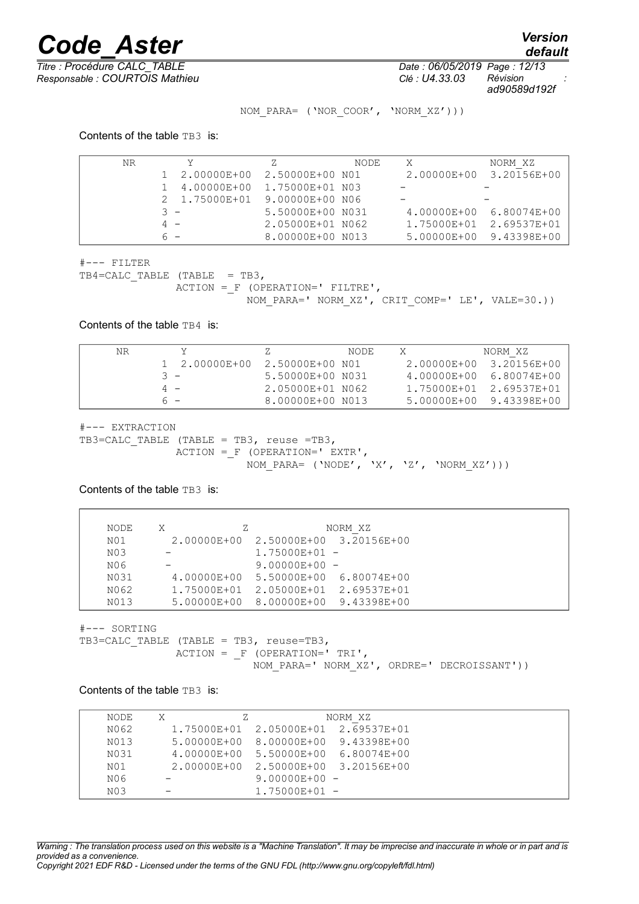```
                    NOM_PARA= ('NOR_COOR', 'NORM_XZ')))
```

Contents of the table TB3 is:

| NR | Y | Z | NODE | X | NORM_XZ |
|---|---|---|---|---|---|
| 1 | 2.00000E+00 | 2.50000E+00 | N01 | 2.00000E+00 | 3.20156E+00 |
| 1 | 4.00000E+00 | 1.75000E+01 | N03 | - | - |
| 2 | 1.75000E+01 | 9.00000E+00 | N06 | - | - |
| 3 | - | 5.50000E+00 | N031 | 4.00000E+00 | 6.80074E+00 |
| 4 | - | 2.05000E+01 | N062 | 1.75000E+01 | 2.69537E+01 |
| 6 | - | 8.00000E+00 | N013 | 5.00000E+00 | 9.43398E+00 |

```
#--- FILTER
TB4=CALC_TABLE (TABLE  = TB3,
            ACTION =_F (OPERATION=' FILTRE',
                        NOM_PARA=' NORM_XZ', CRIT_COMP=' LE', VALE=30.))
```

Contents of the table TB4 is:

| NR | Y | Z | NODE | X | NORM_XZ |
|---|---|---|---|---|---|
| 1 | 2.00000E+00 | 2.50000E+00 | N01 | 2.00000E+00 | 3.20156E+00 |
| 3 | - | 5.50000E+00 | N031 | 4.00000E+00 | 6.80074E+00 |
| 4 | - | 2.05000E+01 | N062 | 1.75000E+01 | 2.69537E+01 |
| 6 | - | 8.00000E+00 | N013 | 5.00000E+00 | 9.43398E+00 |

```
#--- EXTRACTION
TB3=CALC_TABLE (TABLE = TB3, reuse =TB3,
            ACTION =_F (OPERATION=' EXTR',
                        NOM_PARA= ('NODE', 'X', 'Z', 'NORM_XZ')))
```

Contents of the table TB3 is:

| NODE | X | Z | NORM_XZ |
|---|---|---|---|
| N01 | 2.00000E+00 | 2.50000E+00 | 3.20156E+00 |
| N03 | - | 1.75000E+01 | - |
| N06 | - | 9.00000E+00 | - |
| N031 | 4.00000E+00 | 5.50000E+00 | 6.80074E+00 |
| N062 | 1.75000E+01 | 2.05000E+01 | 2.69537E+01 |
| N013 | 5.00000E+00 | 8.00000E+00 | 9.43398E+00 |

```
#--- SORTING
TB3=CALC_TABLE (TABLE = TB3, reuse=TB3,
            ACTION = _F (OPERATION=' TRI',
                         NOM_PARA=' NORM_XZ', ORDRE=' DECROISSANT'))
```

Contents of the table TB3 is:

| NODE | X | Z | NORM_XZ |
|---|---|---|---|
| N062 | 1.75000E+01 | 2.05000E+01 | 2.69537E+01 |
| N013 | 5.00000E+00 | 8.00000E+00 | 9.43398E+00 |
| N031 | 4.00000E+00 | 5.50000E+00 | 6.80074E+00 |
| N01 | 2.00000E+00 | 2.50000E+00 | 3.20156E+00 |
| N06 | - | 9.00000E+00 | - |
| N03 | - | 1.75000E+01 | - |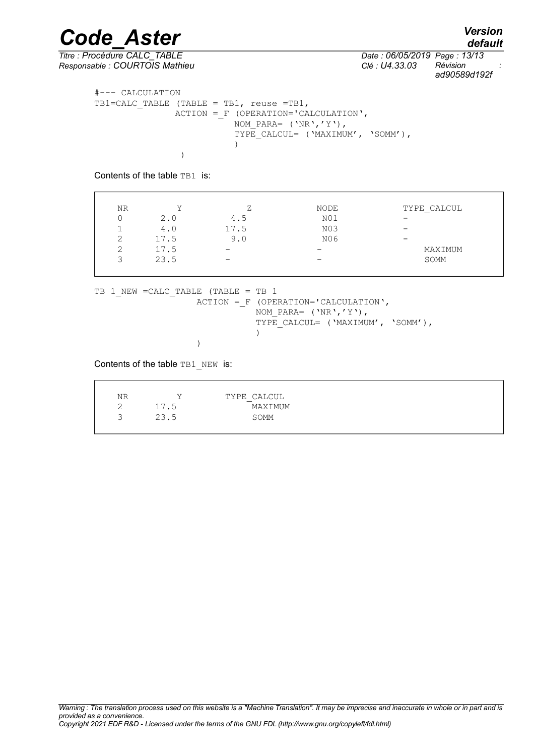```
#--- CALCULATION
TB1=CALC_TABLE (TABLE = TB1, reuse =TB1,
               ACTION =_F (OPERATION='CALCULATION',
                          NOM_PARA= ('NR','Y'),
                          TYPE_CALCUL= ('MAXIMUM', 'SOMM'),
                          )
               )
```

Contents of the table TB1 is:

| NR | Y | Z | NODE | TYPE_CALCUL |
|---|---|---|---|---|
| 0 | 2.0 | 4.5 | N01 | - |
| 1 | 4.0 | 17.5 | N03 | - |
| 2 | 17.5 | 9.0 | N06 | - |
| 2 | 17.5 | - | - | MAXIMUM |
| 3 | 23.5 | - | - | SOMM |

```
TB 1_NEW =CALC_TABLE (TABLE = TB 1
                  ACTION =_F (OPERATION='CALCULATION',
                             NOM_PARA= ('NR','Y'),
                             TYPE_CALCUL= ('MAXIMUM', 'SOMM'),
                             )
                  )
```

Contents of the table TB1_NEW is:

| NR | Y | TYPE_CALCUL |
|---|---|---|
| 2 | 17.5 | MAXIMUM |
| 3 | 23.5 | SOMM |